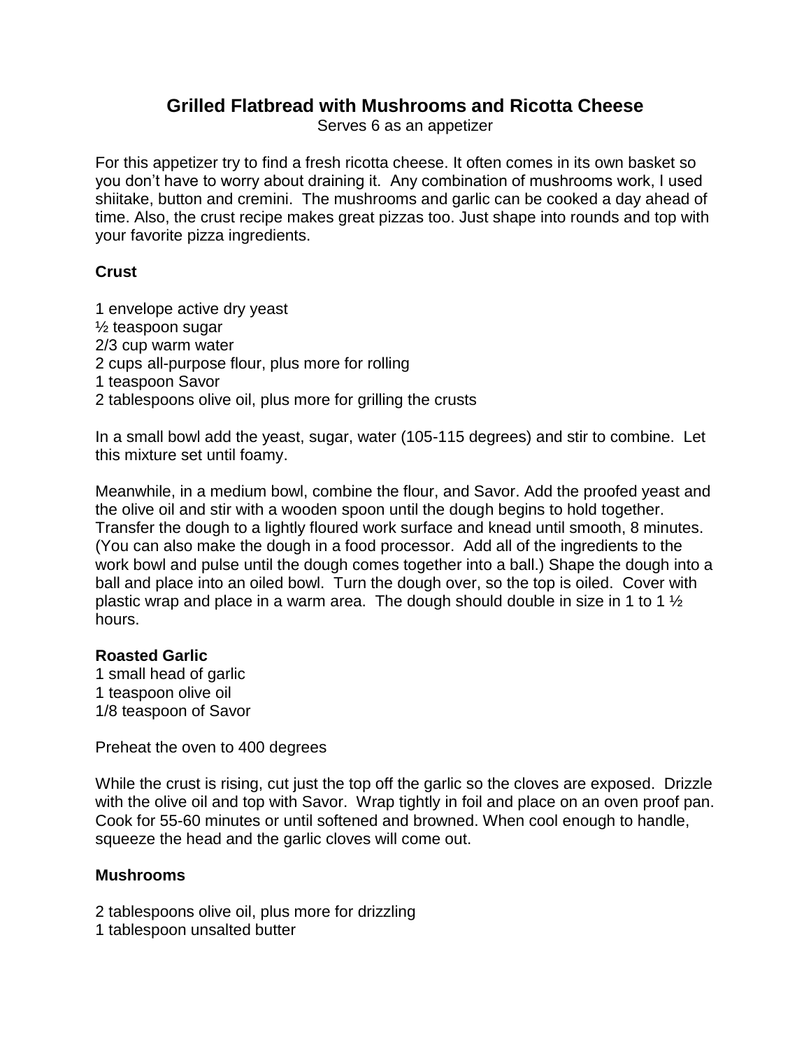# Grilled Flatbread with Mushrooms and Ricotta Cheese

Serves 6 as an appetizer

For this appetizer try to find a fresh ricotta cheese. It often comes in its own basket so you don't have to worry about draining it. Any combination of mushrooms work, I used shiitake, button and cremini. The mushrooms and garlic can be cooked a day ahead of time. Also, the crust recipe makes great pizzas too. Just shape into rounds and top with your favorite pizza ingredients.

**Crust**

1 envelope active dry yeast
½ teaspoon sugar
2/3 cup warm water
2 cups all-purpose flour, plus more for rolling
1 teaspoon Savor
2 tablespoons olive oil, plus more for grilling the crusts

In a small bowl add the yeast, sugar, water (105-115 degrees) and stir to combine. Let this mixture set until foamy.

Meanwhile, in a medium bowl, combine the flour, and Savor. Add the proofed yeast and the olive oil and stir with a wooden spoon until the dough begins to hold together. Transfer the dough to a lightly floured work surface and knead until smooth, 8 minutes. (You can also make the dough in a food processor. Add all of the ingredients to the work bowl and pulse until the dough comes together into a ball.) Shape the dough into a ball and place into an oiled bowl. Turn the dough over, so the top is oiled. Cover with plastic wrap and place in a warm area. The dough should double in size in 1 to 1 ½ hours.

**Roasted Garlic**

1 small head of garlic
1 teaspoon olive oil
1/8 teaspoon of Savor

Preheat the oven to 400 degrees

While the crust is rising, cut just the top off the garlic so the cloves are exposed. Drizzle with the olive oil and top with Savor. Wrap tightly in foil and place on an oven proof pan. Cook for 55-60 minutes or until softened and browned. When cool enough to handle, squeeze the head and the garlic cloves will come out.

**Mushrooms**

2 tablespoons olive oil, plus more for drizzling
1 tablespoon unsalted butter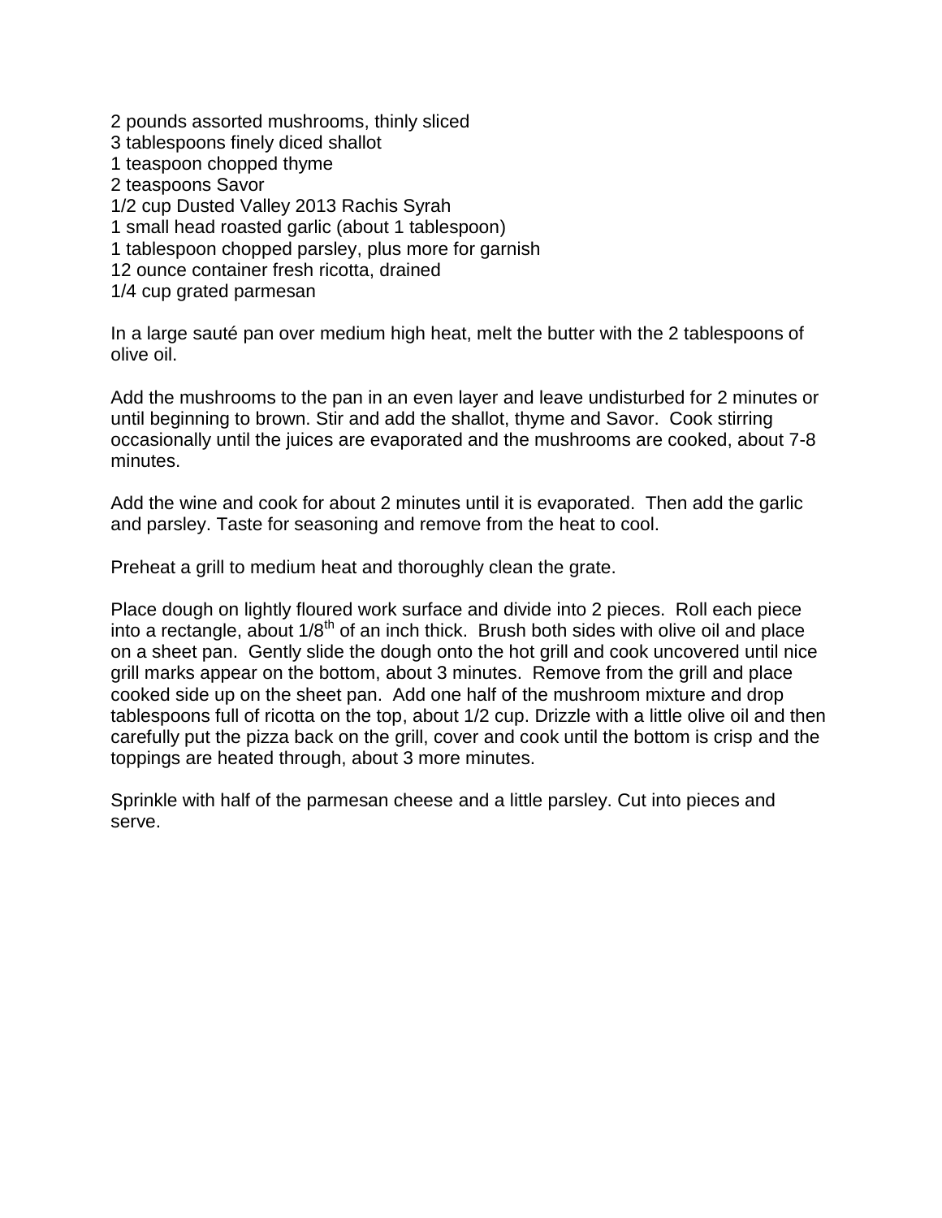2 pounds assorted mushrooms, thinly sliced
3 tablespoons finely diced shallot
1 teaspoon chopped thyme
2 teaspoons Savor
1/2 cup Dusted Valley 2013 Rachis Syrah
1 small head roasted garlic (about 1 tablespoon)
1 tablespoon chopped parsley, plus more for garnish
12 ounce container fresh ricotta, drained
1/4 cup grated parmesan

In a large sauté pan over medium high heat, melt the butter with the 2 tablespoons of olive oil.

Add the mushrooms to the pan in an even layer and leave undisturbed for 2 minutes or until beginning to brown. Stir and add the shallot, thyme and Savor. Cook stirring occasionally until the juices are evaporated and the mushrooms are cooked, about 7-8 minutes.

Add the wine and cook for about 2 minutes until it is evaporated. Then add the garlic and parsley. Taste for seasoning and remove from the heat to cool.

Preheat a grill to medium heat and thoroughly clean the grate.

Place dough on lightly floured work surface and divide into 2 pieces. Roll each piece into a rectangle, about 1/8th of an inch thick. Brush both sides with olive oil and place on a sheet pan. Gently slide the dough onto the hot grill and cook uncovered until nice grill marks appear on the bottom, about 3 minutes. Remove from the grill and place cooked side up on the sheet pan. Add one half of the mushroom mixture and drop tablespoons full of ricotta on the top, about 1/2 cup. Drizzle with a little olive oil and then carefully put the pizza back on the grill, cover and cook until the bottom is crisp and the toppings are heated through, about 3 more minutes.

Sprinkle with half of the parmesan cheese and a little parsley. Cut into pieces and serve.